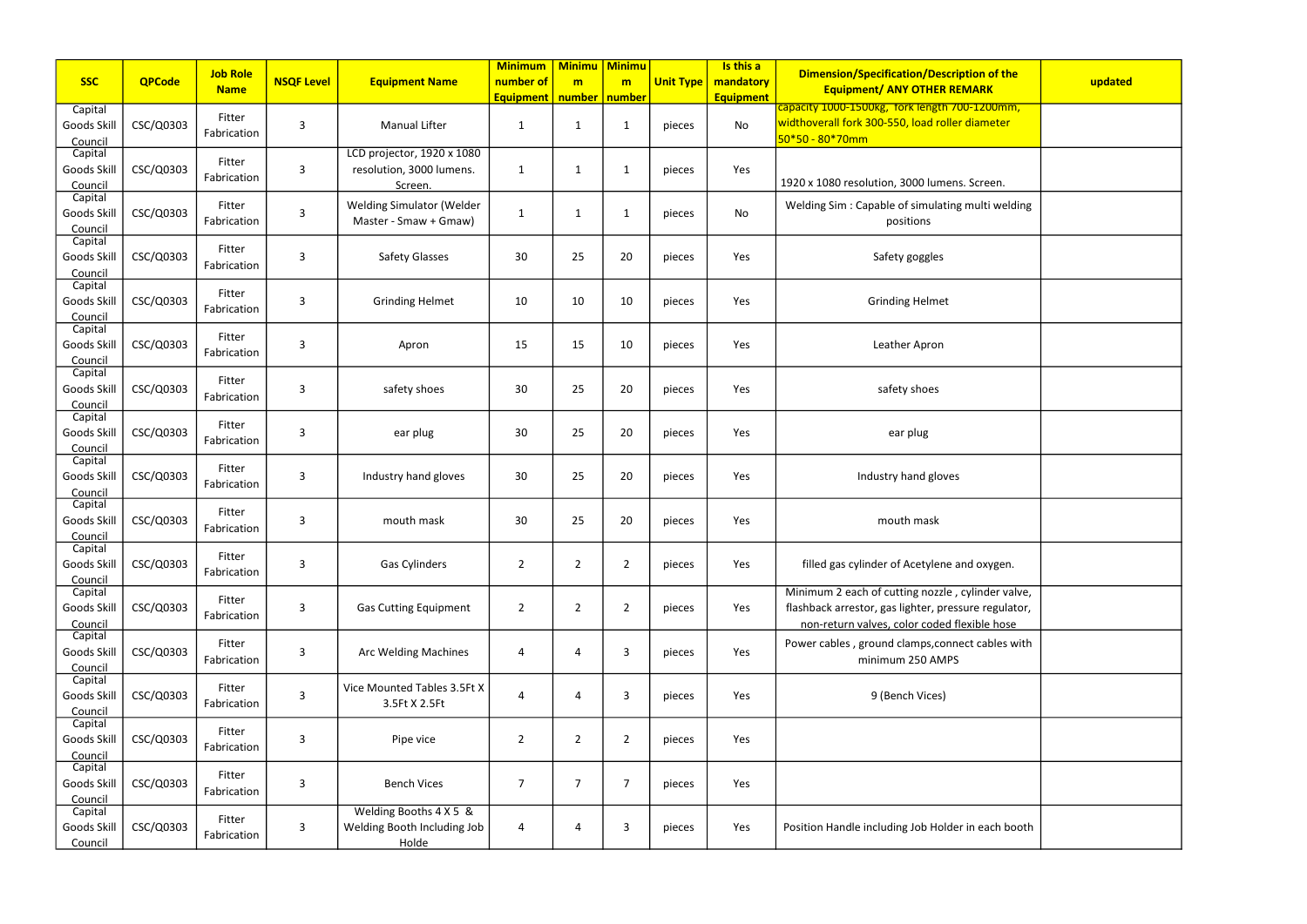| SSC | QPCode | Job Role Name | NSQF Level | Equipment Name | Minimum number of Equipment | Minimum number | Minimum number | Unit Type | Is this a mandatory Equipment | Dimension/Specification/Description of the Equipment/ ANY OTHER REMARK | updated |
|---|---|---|---|---|---|---|---|---|---|---|---|
| Capital Goods Skill Council | CSC/Q0303 | Fitter Fabrication | 3 | Manual Lifter | 1 | 1 | 1 | pieces | No | capacity 1000-1500kg, fork length 700-1200mm, widthoverall fork 300-550, load roller diameter 50*50 - 80*70mm | |
| Capital Goods Skill Council | CSC/Q0303 | Fitter Fabrication | 3 | LCD projector, 1920 x 1080 resolution, 3000 lumens. Screen. | 1 | 1 | 1 | pieces | Yes | 1920 x 1080 resolution, 3000 lumens. Screen. | |
| Capital Goods Skill Council | CSC/Q0303 | Fitter Fabrication | 3 | Welding Simulator (Welder Master - Smaw + Gmaw) | 1 | 1 | 1 | pieces | No | Welding Sim : Capable of simulating multi welding positions | |
| Capital Goods Skill Council | CSC/Q0303 | Fitter Fabrication | 3 | Safety Glasses | 30 | 25 | 20 | pieces | Yes | Safety goggles | |
| Capital Goods Skill Council | CSC/Q0303 | Fitter Fabrication | 3 | Grinding Helmet | 10 | 10 | 10 | pieces | Yes | Grinding Helmet | |
| Capital Goods Skill Council | CSC/Q0303 | Fitter Fabrication | 3 | Apron | 15 | 15 | 10 | pieces | Yes | Leather Apron | |
| Capital Goods Skill Council | CSC/Q0303 | Fitter Fabrication | 3 | safety shoes | 30 | 25 | 20 | pieces | Yes | safety shoes | |
| Capital Goods Skill Council | CSC/Q0303 | Fitter Fabrication | 3 | ear plug | 30 | 25 | 20 | pieces | Yes | ear plug | |
| Capital Goods Skill Council | CSC/Q0303 | Fitter Fabrication | 3 | Industry hand gloves | 30 | 25 | 20 | pieces | Yes | Industry hand gloves | |
| Capital Goods Skill Council | CSC/Q0303 | Fitter Fabrication | 3 | mouth mask | 30 | 25 | 20 | pieces | Yes | mouth mask | |
| Capital Goods Skill Council | CSC/Q0303 | Fitter Fabrication | 3 | Gas Cylinders | 2 | 2 | 2 | pieces | Yes | filled gas cylinder of Acetylene and oxygen. | |
| Capital Goods Skill Council | CSC/Q0303 | Fitter Fabrication | 3 | Gas Cutting Equipment | 2 | 2 | 2 | pieces | Yes | Minimum 2 each of cutting nozzle , cylinder valve, flashback arrestor, gas lighter, pressure regulator, non-return valves, color coded flexible hose | |
| Capital Goods Skill Council | CSC/Q0303 | Fitter Fabrication | 3 | Arc Welding Machines | 4 | 4 | 3 | pieces | Yes | Power cables , ground clamps,connect cables with minimum 250 AMPS | |
| Capital Goods Skill Council | CSC/Q0303 | Fitter Fabrication | 3 | Vice Mounted Tables 3.5Ft X 3.5Ft X 2.5Ft | 4 | 4 | 3 | pieces | Yes | 9 (Bench Vices) | |
| Capital Goods Skill Council | CSC/Q0303 | Fitter Fabrication | 3 | Pipe vice | 2 | 2 | 2 | pieces | Yes | | |
| Capital Goods Skill Council | CSC/Q0303 | Fitter Fabrication | 3 | Bench Vices | 7 | 7 | 7 | pieces | Yes | | |
| Capital Goods Skill Council | CSC/Q0303 | Fitter Fabrication | 3 | Welding Booths 4 X 5 & Welding Booth Including Job Holde | 4 | 4 | 3 | pieces | Yes | Position Handle including Job Holder in each booth | |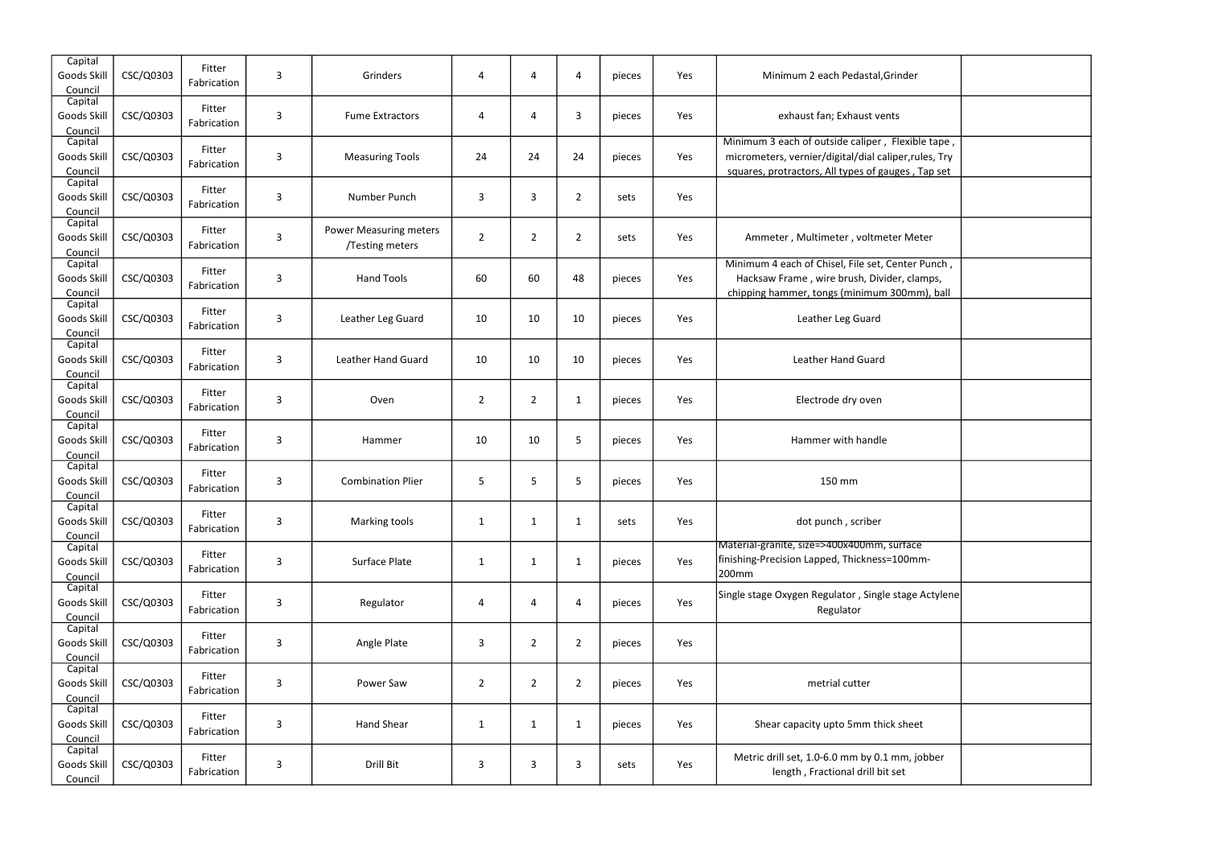| | | | | | | | | | | | |
|---|---|---|---|---|---|---|---|---|---|---|---|
| Capital Goods Skill Council | CSC/Q0303 | Fitter Fabrication | 3 | Grinders | 4 | 4 | 4 | pieces | Yes | Minimum 2 each Pedastal,Grinder | |
| Capital Goods Skill Council | CSC/Q0303 | Fitter Fabrication | 3 | Fume Extractors | 4 | 4 | 3 | pieces | Yes | exhaust fan; Exhaust vents | |
| Capital Goods Skill Council | CSC/Q0303 | Fitter Fabrication | 3 | Measuring Tools | 24 | 24 | 24 | pieces | Yes | Minimum 3 each of outside caliper , Flexible tape , micrometers, vernier/digital/dial caliper,rules, Try squares, protractors, All types of gauges , Tap set | |
| Capital Goods Skill Council | CSC/Q0303 | Fitter Fabrication | 3 | Number Punch | 3 | 3 | 2 | sets | Yes | | |
| Capital Goods Skill Council | CSC/Q0303 | Fitter Fabrication | 3 | Power Measuring meters /Testing meters | 2 | 2 | 2 | sets | Yes | Ammeter , Multimeter , voltmeter Meter | |
| Capital Goods Skill Council | CSC/Q0303 | Fitter Fabrication | 3 | Hand Tools | 60 | 60 | 48 | pieces | Yes | Minimum 4 each of Chisel, File set, Center Punch , Hacksaw Frame , wire brush, Divider, clamps, chipping hammer, tongs (minimum 300mm), ball | |
| Capital Goods Skill Council | CSC/Q0303 | Fitter Fabrication | 3 | Leather Leg Guard | 10 | 10 | 10 | pieces | Yes | Leather Leg Guard | |
| Capital Goods Skill Council | CSC/Q0303 | Fitter Fabrication | 3 | Leather Hand Guard | 10 | 10 | 10 | pieces | Yes | Leather Hand Guard | |
| Capital Goods Skill Council | CSC/Q0303 | Fitter Fabrication | 3 | Oven | 2 | 2 | 1 | pieces | Yes | Electrode dry oven | |
| Capital Goods Skill Council | CSC/Q0303 | Fitter Fabrication | 3 | Hammer | 10 | 10 | 5 | pieces | Yes | Hammer with handle | |
| Capital Goods Skill Council | CSC/Q0303 | Fitter Fabrication | 3 | Combination Plier | 5 | 5 | 5 | pieces | Yes | 150 mm | |
| Capital Goods Skill Council | CSC/Q0303 | Fitter Fabrication | 3 | Marking tools | 1 | 1 | 1 | sets | Yes | dot punch , scriber | |
| Capital Goods Skill Council | CSC/Q0303 | Fitter Fabrication | 3 | Surface Plate | 1 | 1 | 1 | pieces | Yes | Material-granite, size=>400x400mm, surface finishing-Precision Lapped, Thickness=100mm-200mm | |
| Capital Goods Skill Council | CSC/Q0303 | Fitter Fabrication | 3 | Regulator | 4 | 4 | 4 | pieces | Yes | Single stage Oxygen Regulator , Single stage Actylene Regulator | |
| Capital Goods Skill Council | CSC/Q0303 | Fitter Fabrication | 3 | Angle Plate | 3 | 2 | 2 | pieces | Yes | | |
| Capital Goods Skill Council | CSC/Q0303 | Fitter Fabrication | 3 | Power Saw | 2 | 2 | 2 | pieces | Yes | metrial cutter | |
| Capital Goods Skill Council | CSC/Q0303 | Fitter Fabrication | 3 | Hand Shear | 1 | 1 | 1 | pieces | Yes | Shear capacity upto 5mm thick sheet | |
| Capital Goods Skill Council | CSC/Q0303 | Fitter Fabrication | 3 | Drill Bit | 3 | 3 | 3 | sets | Yes | Metric drill set, 1.0-6.0 mm by 0.1 mm, jobber length , Fractional drill bit set | |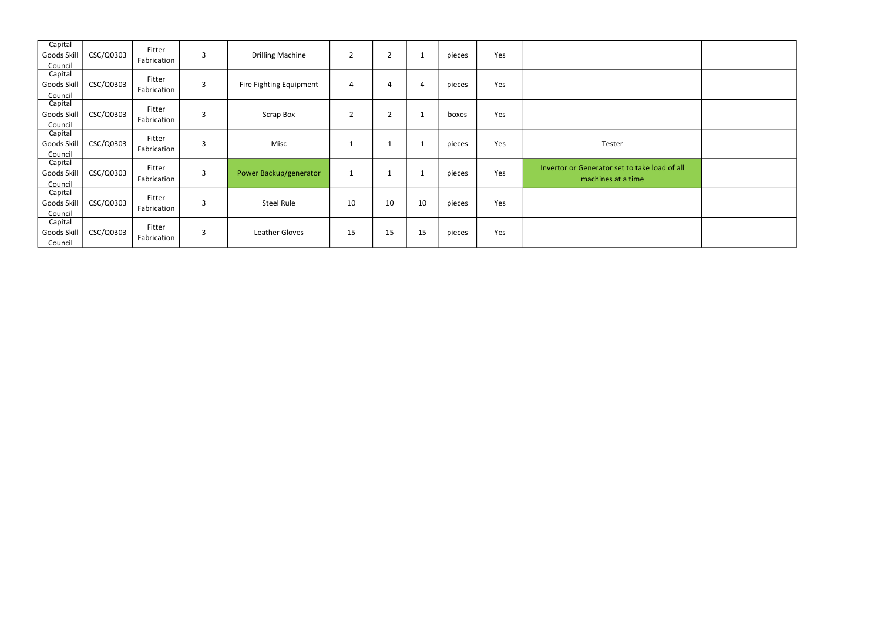| | | | | | | | | | | | |
|---|---|---|---|---|---|---|---|---|---|---|---|
| Capital Goods Skill Council | CSC/Q0303 | Fitter Fabrication | 3 | Drilling Machine | 2 | 2 | 1 | pieces | Yes | | |
| Capital Goods Skill Council | CSC/Q0303 | Fitter Fabrication | 3 | Fire Fighting Equipment | 4 | 4 | 4 | pieces | Yes | | |
| Capital Goods Skill Council | CSC/Q0303 | Fitter Fabrication | 3 | Scrap Box | 2 | 2 | 1 | boxes | Yes | | |
| Capital Goods Skill Council | CSC/Q0303 | Fitter Fabrication | 3 | Misc | 1 | 1 | 1 | pieces | Yes | Tester | |
| Capital Goods Skill Council | CSC/Q0303 | Fitter Fabrication | 3 | Power Backup/generator | 1 | 1 | 1 | pieces | Yes | Invertor or Generator set to take load of all machines at a time | |
| Capital Goods Skill Council | CSC/Q0303 | Fitter Fabrication | 3 | Steel Rule | 10 | 10 | 10 | pieces | Yes | | |
| Capital Goods Skill Council | CSC/Q0303 | Fitter Fabrication | 3 | Leather Gloves | 15 | 15 | 15 | pieces | Yes | | |